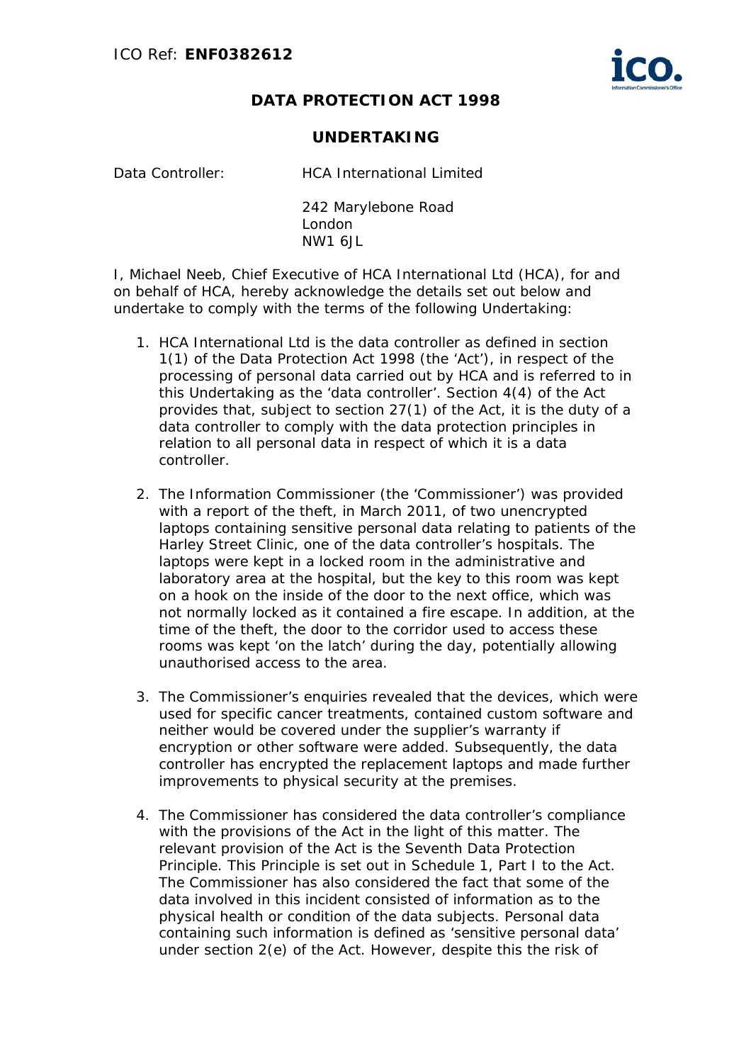ICO Ref: **ENF0382612**

## DATA PROTECTION ACT 1998

## UNDERTAKING

Data Controller: HCA International Limited

242 Marylebone Road
London
NW1 6JL

I, Michael Neeb, Chief Executive of HCA International Ltd (HCA), for and on behalf of HCA, hereby acknowledge the details set out below and undertake to comply with the terms of the following Undertaking:

1. HCA International Ltd is the data controller as defined in section 1(1) of the Data Protection Act 1998 (the 'Act'), in respect of the processing of personal data carried out by HCA and is referred to in this Undertaking as the 'data controller'. Section 4(4) of the Act provides that, subject to section 27(1) of the Act, it is the duty of a data controller to comply with the data protection principles in relation to all personal data in respect of which it is a data controller.

2. The Information Commissioner (the 'Commissioner') was provided with a report of the theft, in March 2011, of two unencrypted laptops containing sensitive personal data relating to patients of the Harley Street Clinic, one of the data controller's hospitals. The laptops were kept in a locked room in the administrative and laboratory area at the hospital, but the key to this room was kept on a hook on the inside of the door to the next office, which was not normally locked as it contained a fire escape. In addition, at the time of the theft, the door to the corridor used to access these rooms was kept 'on the latch' during the day, potentially allowing unauthorised access to the area.

3. The Commissioner's enquiries revealed that the devices, which were used for specific cancer treatments, contained custom software and neither would be covered under the supplier's warranty if encryption or other software were added. Subsequently, the data controller has encrypted the replacement laptops and made further improvements to physical security at the premises.

4. The Commissioner has considered the data controller's compliance with the provisions of the Act in the light of this matter. The relevant provision of the Act is the Seventh Data Protection Principle. This Principle is set out in Schedule 1, Part I to the Act. The Commissioner has also considered the fact that some of the data involved in this incident consisted of information as to the physical health or condition of the data subjects. Personal data containing such information is defined as 'sensitive personal data' under section 2(e) of the Act. However, despite this the risk of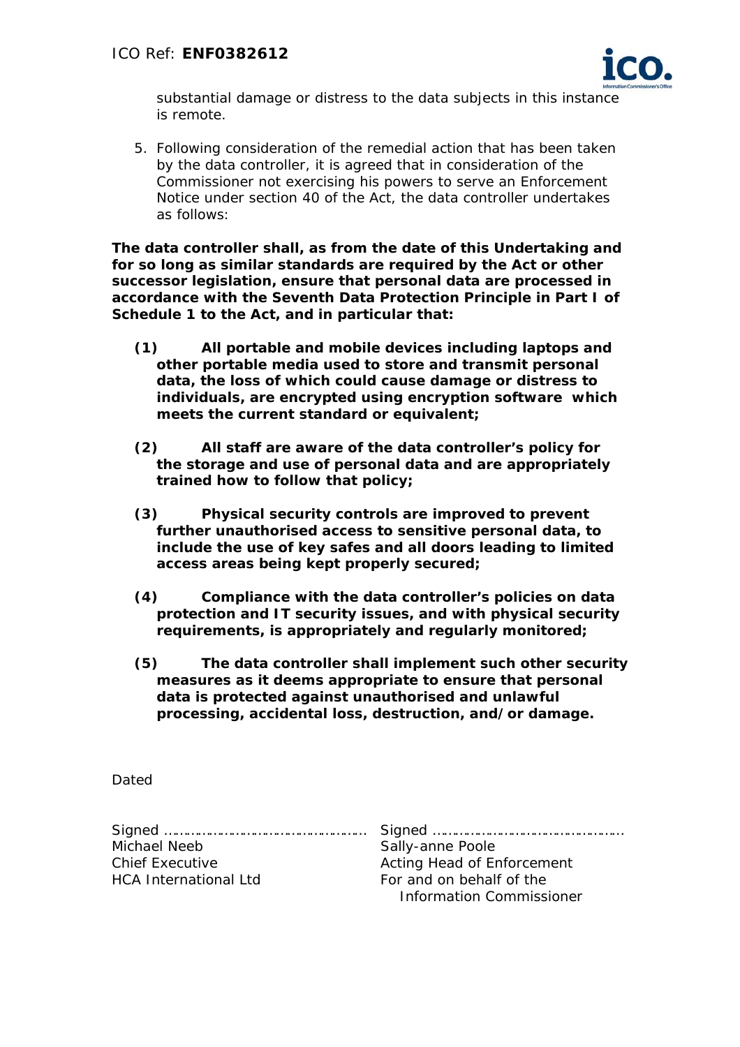substantial damage or distress to the data subjects in this instance is remote.

5. Following consideration of the remedial action that has been taken by the data controller, it is agreed that in consideration of the Commissioner not exercising his powers to serve an Enforcement Notice under section 40 of the Act, the data controller undertakes as follows:

**The data controller shall, as from the date of this Undertaking and for so long as similar standards are required by the Act or other successor legislation, ensure that personal data are processed in accordance with the Seventh Data Protection Principle in Part I of Schedule 1 to the Act, and in particular that:**

**(1) All portable and mobile devices including laptops and other portable media used to store and transmit personal data, the loss of which could cause damage or distress to individuals, are encrypted using encryption software which meets the current standard or equivalent;**

**(2) All staff are aware of the data controller's policy for the storage and use of personal data and are appropriately trained how to follow that policy;**

**(3) Physical security controls are improved to prevent further unauthorised access to sensitive personal data, to include the use of key safes and all doors leading to limited access areas being kept properly secured;**

**(4) Compliance with the data controller's policies on data protection and IT security issues, and with physical security requirements, is appropriately and regularly monitored;**

**(5) The data controller shall implement such other security measures as it deems appropriate to ensure that personal data is protected against unauthorised and unlawful processing, accidental loss, destruction, and/or damage.**

Dated

Signed …………………………………………….
Michael Neeb
Chief Executive
HCA International Ltd

Signed ……………………………………….
Sally-anne Poole
Acting Head of Enforcement
For and on behalf of the Information Commissioner